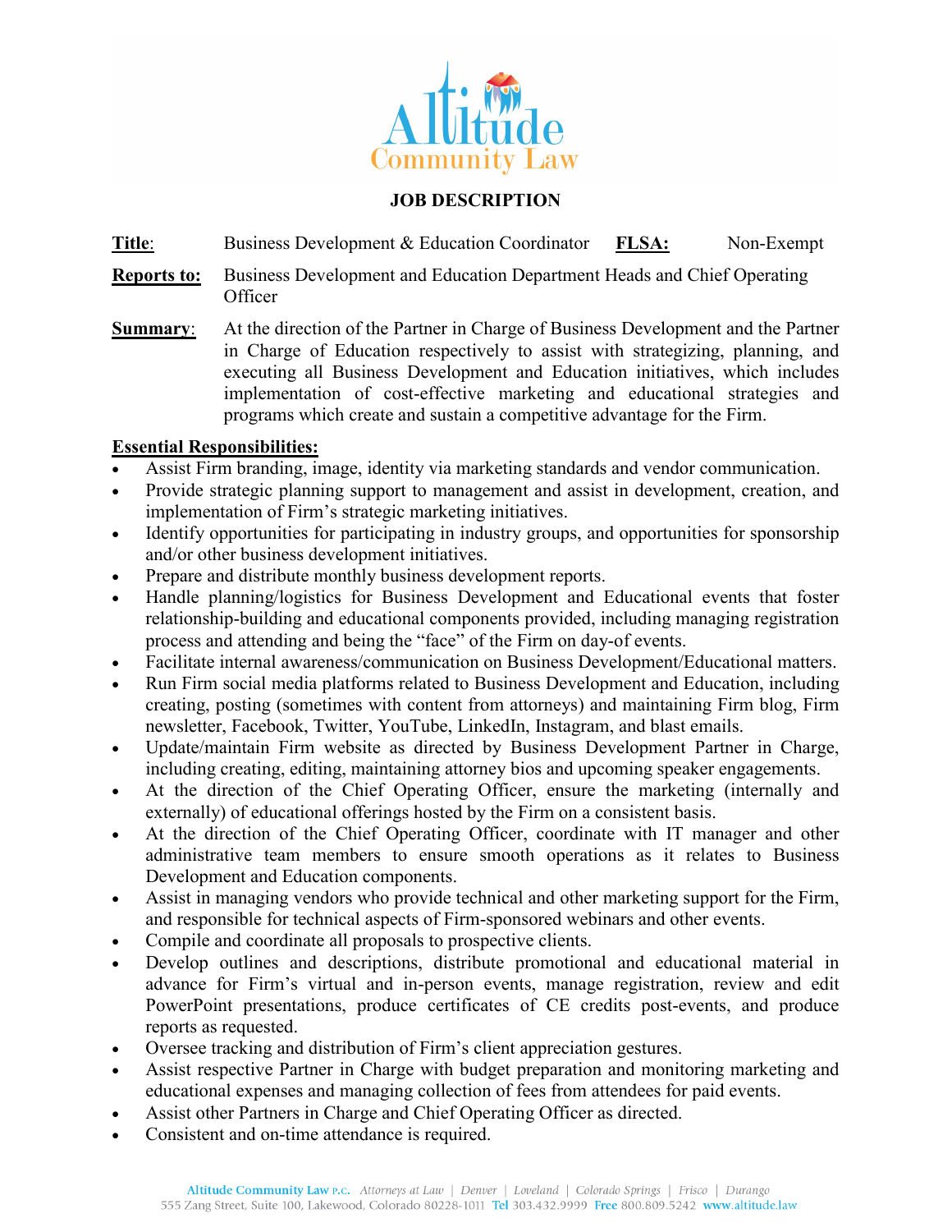# JOB DESCRIPTION

**Title**: Business Development & Education Coordinator **FLSA:** Non-Exempt

**Reports to:** Business Development and Education Department Heads and Chief Operating Officer

**Summary**: At the direction of the Partner in Charge of Business Development and the Partner in Charge of Education respectively to assist with strategizing, planning, and executing all Business Development and Education initiatives, which includes implementation of cost-effective marketing and educational strategies and programs which create and sustain a competitive advantage for the Firm.

**Essential Responsibilities:**

- Assist Firm branding, image, identity via marketing standards and vendor communication.
- Provide strategic planning support to management and assist in development, creation, and implementation of Firm's strategic marketing initiatives.
- Identify opportunities for participating in industry groups, and opportunities for sponsorship and/or other business development initiatives.
- Prepare and distribute monthly business development reports.
- Handle planning/logistics for Business Development and Educational events that foster relationship-building and educational components provided, including managing registration process and attending and being the "face" of the Firm on day-of events.
- Facilitate internal awareness/communication on Business Development/Educational matters.
- Run Firm social media platforms related to Business Development and Education, including creating, posting (sometimes with content from attorneys) and maintaining Firm blog, Firm newsletter, Facebook, Twitter, YouTube, LinkedIn, Instagram, and blast emails.
- Update/maintain Firm website as directed by Business Development Partner in Charge, including creating, editing, maintaining attorney bios and upcoming speaker engagements.
- At the direction of the Chief Operating Officer, ensure the marketing (internally and externally) of educational offerings hosted by the Firm on a consistent basis.
- At the direction of the Chief Operating Officer, coordinate with IT manager and other administrative team members to ensure smooth operations as it relates to Business Development and Education components.
- Assist in managing vendors who provide technical and other marketing support for the Firm, and responsible for technical aspects of Firm-sponsored webinars and other events.
- Compile and coordinate all proposals to prospective clients.
- Develop outlines and descriptions, distribute promotional and educational material in advance for Firm's virtual and in-person events, manage registration, review and edit PowerPoint presentations, produce certificates of CE credits post-events, and produce reports as requested.
- Oversee tracking and distribution of Firm's client appreciation gestures.
- Assist respective Partner in Charge with budget preparation and monitoring marketing and educational expenses and managing collection of fees from attendees for paid events.
- Assist other Partners in Charge and Chief Operating Officer as directed.
- Consistent and on-time attendance is required.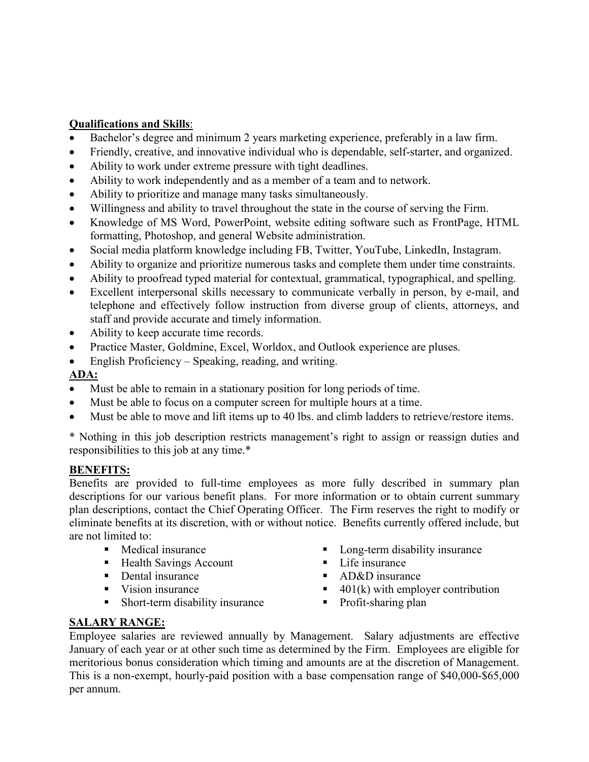**Qualifications and Skills**:

- Bachelor's degree and minimum 2 years marketing experience, preferably in a law firm.
- Friendly, creative, and innovative individual who is dependable, self-starter, and organized.
- Ability to work under extreme pressure with tight deadlines.
- Ability to work independently and as a member of a team and to network.
- Ability to prioritize and manage many tasks simultaneously.
- Willingness and ability to travel throughout the state in the course of serving the Firm.
- Knowledge of MS Word, PowerPoint, website editing software such as FrontPage, HTML formatting, Photoshop, and general Website administration.
- Social media platform knowledge including FB, Twitter, YouTube, LinkedIn, Instagram.
- Ability to organize and prioritize numerous tasks and complete them under time constraints.
- Ability to proofread typed material for contextual, grammatical, typographical, and spelling.
- Excellent interpersonal skills necessary to communicate verbally in person, by e-mail, and telephone and effectively follow instruction from diverse group of clients, attorneys, and staff and provide accurate and timely information.
- Ability to keep accurate time records.
- Practice Master, Goldmine, Excel, Worldox, and Outlook experience are pluses.
- English Proficiency – Speaking, reading, and writing.

**ADA:**

- Must be able to remain in a stationary position for long periods of time.
- Must be able to focus on a computer screen for multiple hours at a time.
- Must be able to move and lift items up to 40 lbs. and climb ladders to retrieve/restore items.

\* Nothing in this job description restricts management's right to assign or reassign duties and responsibilities to this job at any time.*

**BENEFITS:**

Benefits are provided to full-time employees as more fully described in summary plan descriptions for our various benefit plans. For more information or to obtain current summary plan descriptions, contact the Chief Operating Officer. The Firm reserves the right to modify or eliminate benefits at its discretion, with or without notice. Benefits currently offered include, but are not limited to:

- Medical insurance
- Health Savings Account
- Dental insurance
- Vision insurance
- Short-term disability insurance
- Long-term disability insurance
- Life insurance
- AD&D insurance
- 401(k) with employer contribution
- Profit-sharing plan

**SALARY RANGE:**

Employee salaries are reviewed annually by Management. Salary adjustments are effective January of each year or at other such time as determined by the Firm. Employees are eligible for meritorious bonus consideration which timing and amounts are at the discretion of Management. This is a non-exempt, hourly-paid position with a base compensation range of $40,000-$65,000 per annum.